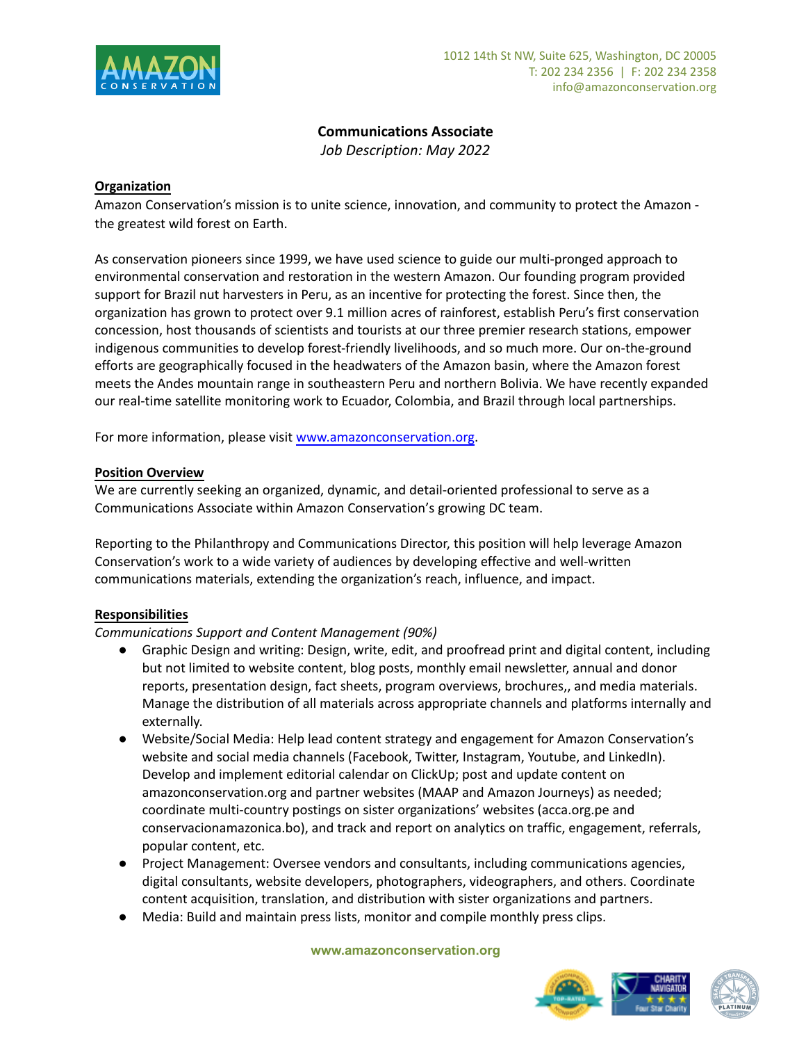AMAZON CONSERVATION

1012 14th St NW, Suite 625, Washington, DC 20005
T: 202 234 2356 | F: 202 234 2358
info@amazonconservation.org

# Communications Associate

*Job Description: May 2022*

## Organization

Amazon Conservation's mission is to unite science, innovation, and community to protect the Amazon - the greatest wild forest on Earth.

As conservation pioneers since 1999, we have used science to guide our multi-pronged approach to environmental conservation and restoration in the western Amazon. Our founding program provided support for Brazil nut harvesters in Peru, as an incentive for protecting the forest. Since then, the organization has grown to protect over 9.1 million acres of rainforest, establish Peru's first conservation concession, host thousands of scientists and tourists at our three premier research stations, empower indigenous communities to develop forest-friendly livelihoods, and so much more. Our on-the-ground efforts are geographically focused in the headwaters of the Amazon basin, where the Amazon forest meets the Andes mountain range in southeastern Peru and northern Bolivia. We have recently expanded our real-time satellite monitoring work to Ecuador, Colombia, and Brazil through local partnerships.

For more information, please visit [www.amazonconservation.org](http://www.amazonconservation.org).

## Position Overview

We are currently seeking an organized, dynamic, and detail-oriented professional to serve as a Communications Associate within Amazon Conservation's growing DC team.

Reporting to the Philanthropy and Communications Director, this position will help leverage Amazon Conservation's work to a wide variety of audiences by developing effective and well-written communications materials, extending the organization's reach, influence, and impact.

## Responsibilities

*Communications Support and Content Management (90%)*

- Graphic Design and writing: Design, write, edit, and proofread print and digital content, including but not limited to website content, blog posts, monthly email newsletter, annual and donor reports, presentation design, fact sheets, program overviews, brochures,, and media materials. Manage the distribution of all materials across appropriate channels and platforms internally and externally.
- Website/Social Media: Help lead content strategy and engagement for Amazon Conservation's website and social media channels (Facebook, Twitter, Instagram, Youtube, and LinkedIn). Develop and implement editorial calendar on ClickUp; post and update content on amazonconservation.org and partner websites (MAAP and Amazon Journeys) as needed; coordinate multi-country postings on sister organizations' websites (acca.org.pe and conservacionamazonica.bo), and track and report on analytics on traffic, engagement, referrals, popular content, etc.
- Project Management: Oversee vendors and consultants, including communications agencies, digital consultants, website developers, photographers, videographers, and others. Coordinate content acquisition, translation, and distribution with sister organizations and partners.
- Media: Build and maintain press lists, monitor and compile monthly press clips.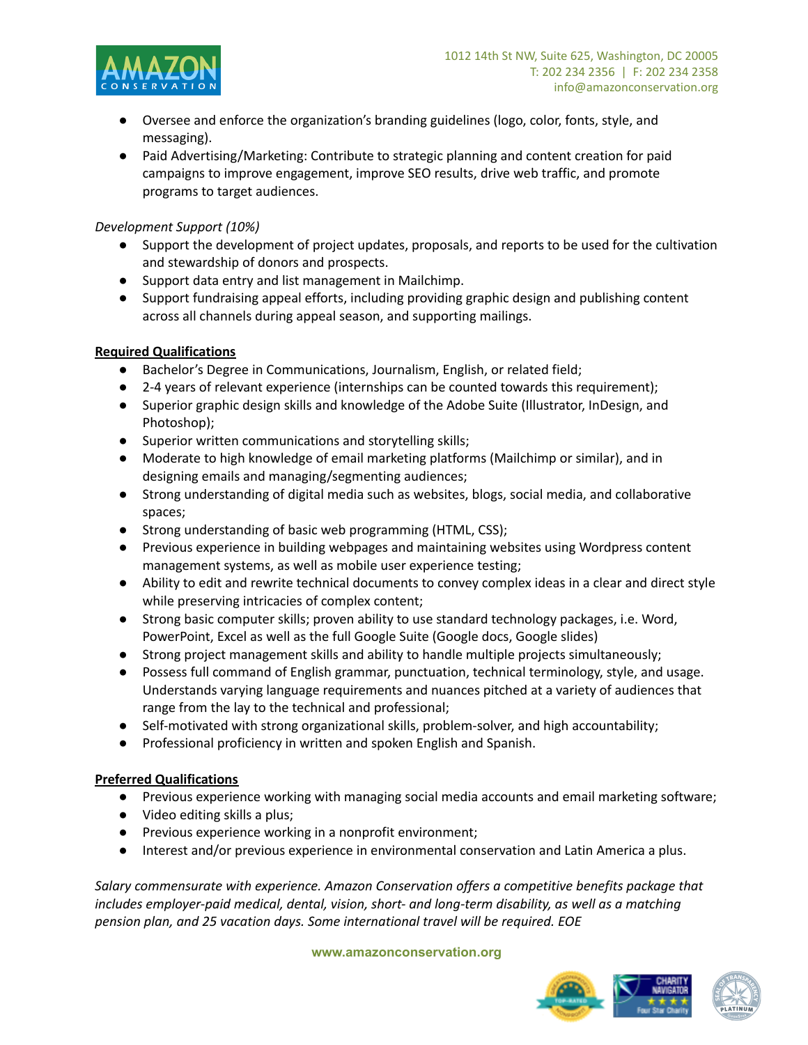- Oversee and enforce the organization's branding guidelines (logo, color, fonts, style, and messaging).
- Paid Advertising/Marketing: Contribute to strategic planning and content creation for paid campaigns to improve engagement, improve SEO results, drive web traffic, and promote programs to target audiences.

*Development Support (10%)*

- Support the development of project updates, proposals, and reports to be used for the cultivation and stewardship of donors and prospects.
- Support data entry and list management in Mailchimp.
- Support fundraising appeal efforts, including providing graphic design and publishing content across all channels during appeal season, and supporting mailings.

**Required Qualifications**

- Bachelor's Degree in Communications, Journalism, English, or related field;
- 2-4 years of relevant experience (internships can be counted towards this requirement);
- Superior graphic design skills and knowledge of the Adobe Suite (Illustrator, InDesign, and Photoshop);
- Superior written communications and storytelling skills;
- Moderate to high knowledge of email marketing platforms (Mailchimp or similar), and in designing emails and managing/segmenting audiences;
- Strong understanding of digital media such as websites, blogs, social media, and collaborative spaces;
- Strong understanding of basic web programming (HTML, CSS);
- Previous experience in building webpages and maintaining websites using Wordpress content management systems, as well as mobile user experience testing;
- Ability to edit and rewrite technical documents to convey complex ideas in a clear and direct style while preserving intricacies of complex content;
- Strong basic computer skills; proven ability to use standard technology packages, i.e. Word, PowerPoint, Excel as well as the full Google Suite (Google docs, Google slides)
- Strong project management skills and ability to handle multiple projects simultaneously;
- Possess full command of English grammar, punctuation, technical terminology, style, and usage. Understands varying language requirements and nuances pitched at a variety of audiences that range from the lay to the technical and professional;
- Self-motivated with strong organizational skills, problem-solver, and high accountability;
- Professional proficiency in written and spoken English and Spanish.

**Preferred Qualifications**

- Previous experience working with managing social media accounts and email marketing software;
- Video editing skills a plus;
- Previous experience working in a nonprofit environment;
- Interest and/or previous experience in environmental conservation and Latin America a plus.

*Salary commensurate with experience. Amazon Conservation offers a competitive benefits package that includes employer-paid medical, dental, vision, short- and long-term disability, as well as a matching pension plan, and 25 vacation days. Some international travel will be required. EOE*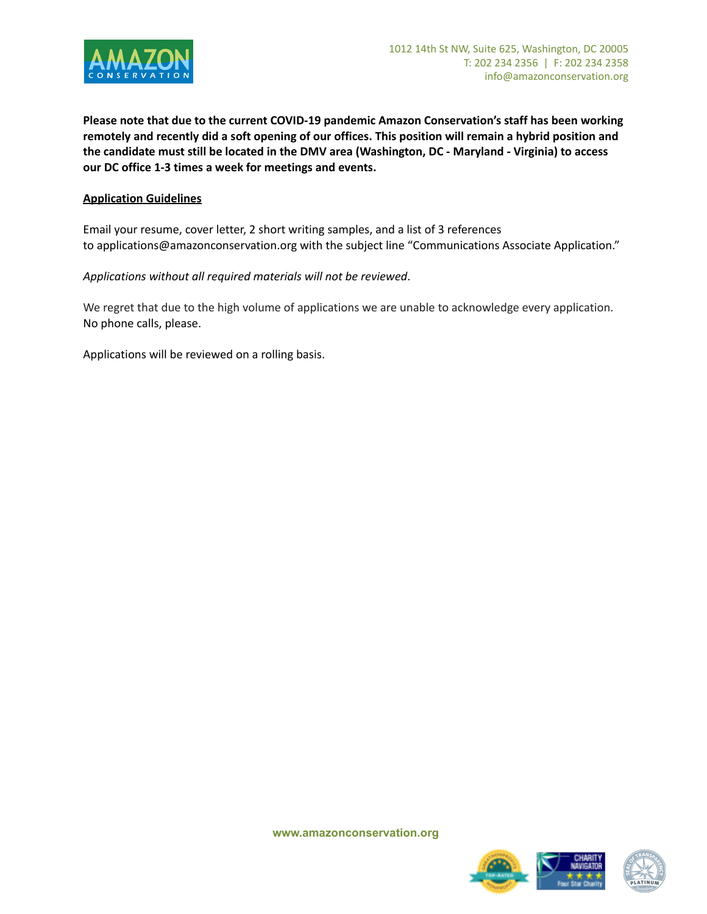**Please note that due to the current COVID-19 pandemic Amazon Conservation's staff has been working remotely and recently did a soft opening of our offices. This position will remain a hybrid position and the candidate must still be located in the DMV area (Washington, DC - Maryland - Virginia) to access our DC office 1-3 times a week for meetings and events.**

## Application Guidelines

Email your resume, cover letter, 2 short writing samples, and a list of 3 references to applications@amazonconservation.org with the subject line "Communications Associate Application."

*Applications without all required materials will not be reviewed*.

We regret that due to the high volume of applications we are unable to acknowledge every application. No phone calls, please.

Applications will be reviewed on a rolling basis.